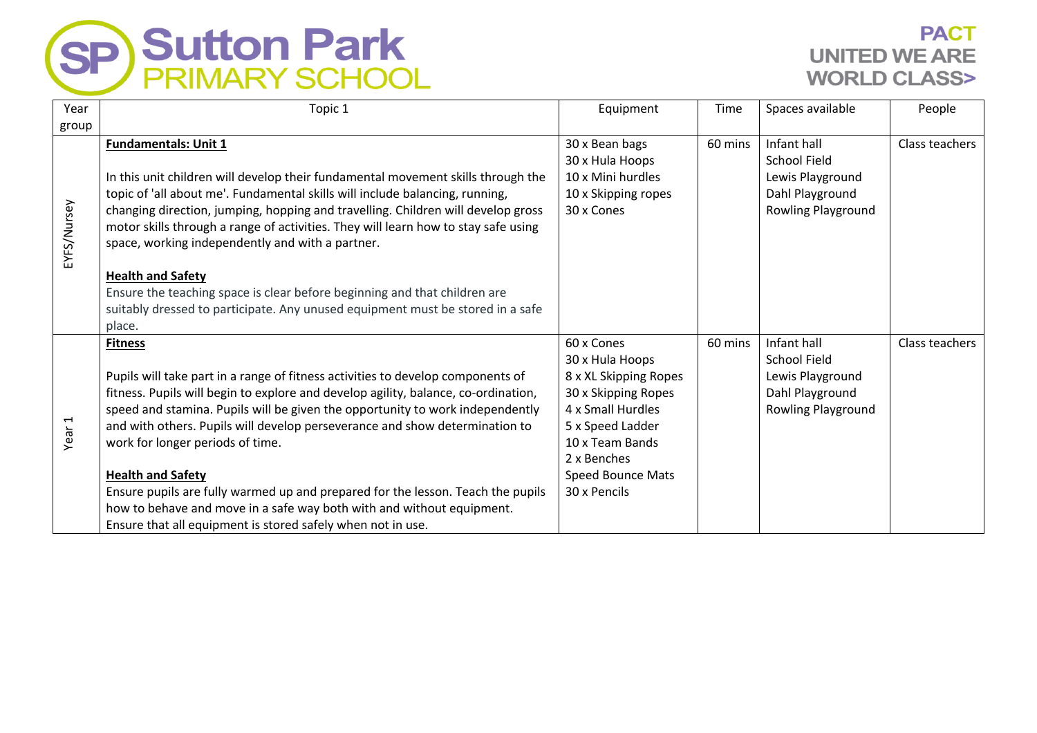# Sutton Park PRIMARY SCHOOL

PACT UNITED WE ARE WORLD CLASS>

| Year group | Topic 1 | Equipment | Time | Spaces available | People |
|---|---|---|---|---|---|
| EYFS/Nursey | **Fundamentals: Unit 1**<br><br>In this unit children will develop their fundamental movement skills through the topic of 'all about me'. Fundamental skills will include balancing, running, changing direction, jumping, hopping and travelling. Children will develop gross motor skills through a range of activities. They will learn how to stay safe using space, working independently and with a partner.<br><br>**Health and Safety**<br>Ensure the teaching space is clear before beginning and that children are suitably dressed to participate. Any unused equipment must be stored in a safe place. | 30 x Bean bags<br>30 x Hula Hoops<br>10 x Mini hurdles<br>10 x Skipping ropes<br>30 x Cones | 60 mins | Infant hall<br>School Field<br>Lewis Playground<br>Dahl Playground<br>Rowling Playground | Class teachers |
| Year 1 | **Fitness**<br><br>Pupils will take part in a range of fitness activities to develop components of fitness. Pupils will begin to explore and develop agility, balance, co-ordination, speed and stamina. Pupils will be given the opportunity to work independently and with others. Pupils will develop perseverance and show determination to work for longer periods of time.<br><br>**Health and Safety**<br>Ensure pupils are fully warmed up and prepared for the lesson. Teach the pupils how to behave and move in a safe way both with and without equipment. Ensure that all equipment is stored safely when not in use. | 60 x Cones<br>30 x Hula Hoops<br>8 x XL Skipping Ropes<br>30 x Skipping Ropes<br>4 x Small Hurdles<br>5 x Speed Ladder<br>10 x Team Bands<br>2 x Benches<br>Speed Bounce Mats<br>30 x Pencils | 60 mins | Infant hall<br>School Field<br>Lewis Playground<br>Dahl Playground<br>Rowling Playground | Class teachers |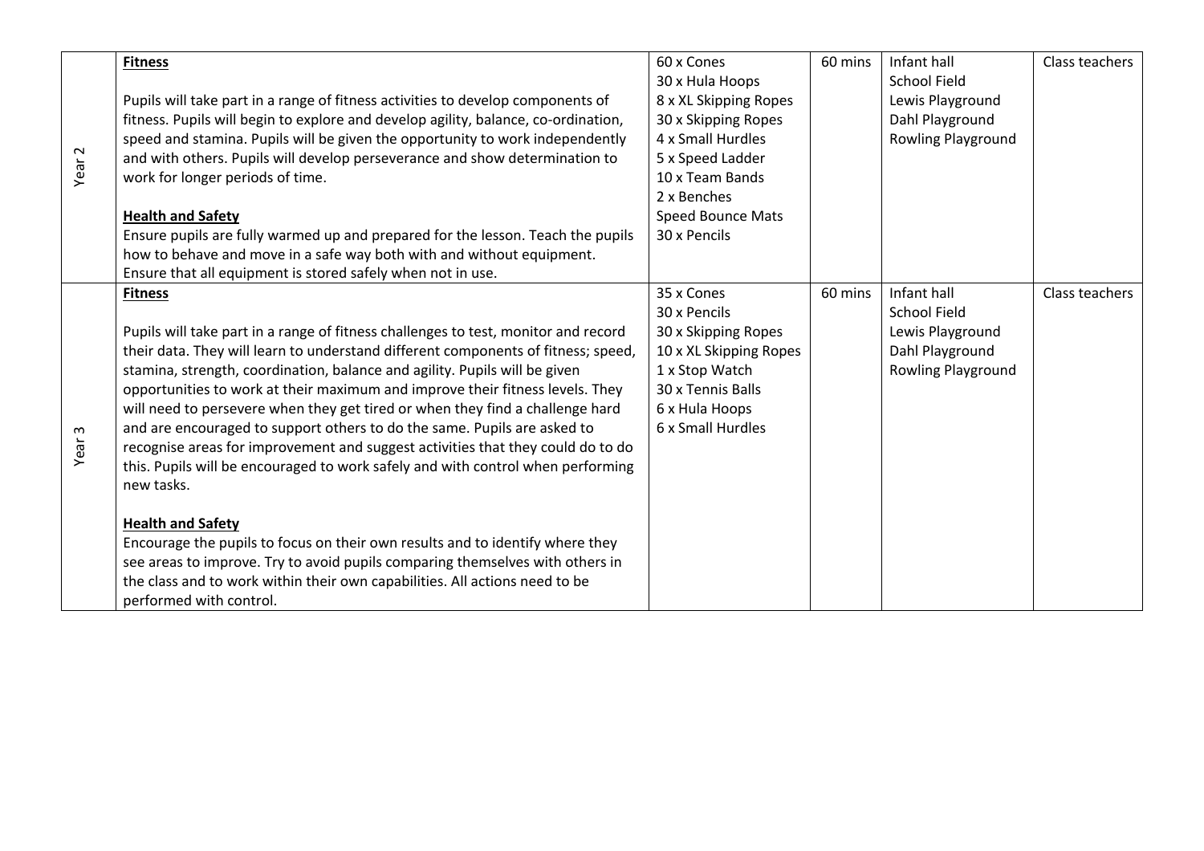| | | | | | |
|---|---|---|---|---|---|
| Year 2 | **Fitness**<br><br>Pupils will take part in a range of fitness activities to develop components of fitness. Pupils will begin to explore and develop agility, balance, co-ordination, speed and stamina. Pupils will be given the opportunity to work independently and with others. Pupils will develop perseverance and show determination to work for longer periods of time.<br><br>**Health and Safety**<br>Ensure pupils are fully warmed up and prepared for the lesson. Teach the pupils how to behave and move in a safe way both with and without equipment. Ensure that all equipment is stored safely when not in use. | 60 x Cones<br>30 x Hula Hoops<br>8 x XL Skipping Ropes<br>30 x Skipping Ropes<br>4 x Small Hurdles<br>5 x Speed Ladder<br>10 x Team Bands<br>2 x Benches<br>Speed Bounce Mats<br>30 x Pencils | 60 mins | Infant hall<br>School Field<br>Lewis Playground<br>Dahl Playground<br>Rowling Playground | Class teachers |
| Year 3 | **Fitness**<br><br>Pupils will take part in a range of fitness challenges to test, monitor and record their data. They will learn to understand different components of fitness; speed, stamina, strength, coordination, balance and agility. Pupils will be given opportunities to work at their maximum and improve their fitness levels. They will need to persevere when they get tired or when they find a challenge hard and are encouraged to support others to do the same. Pupils are asked to recognise areas for improvement and suggest activities that they could do to do this. Pupils will be encouraged to work safely and with control when performing new tasks.<br><br>**Health and Safety**<br>Encourage the pupils to focus on their own results and to identify where they see areas to improve. Try to avoid pupils comparing themselves with others in the class and to work within their own capabilities. All actions need to be performed with control. | 35 x Cones<br>30 x Pencils<br>30 x Skipping Ropes<br>10 x XL Skipping Ropes<br>1 x Stop Watch<br>30 x Tennis Balls<br>6 x Hula Hoops<br>6 x Small Hurdles | 60 mins | Infant hall<br>School Field<br>Lewis Playground<br>Dahl Playground<br>Rowling Playground | Class teachers |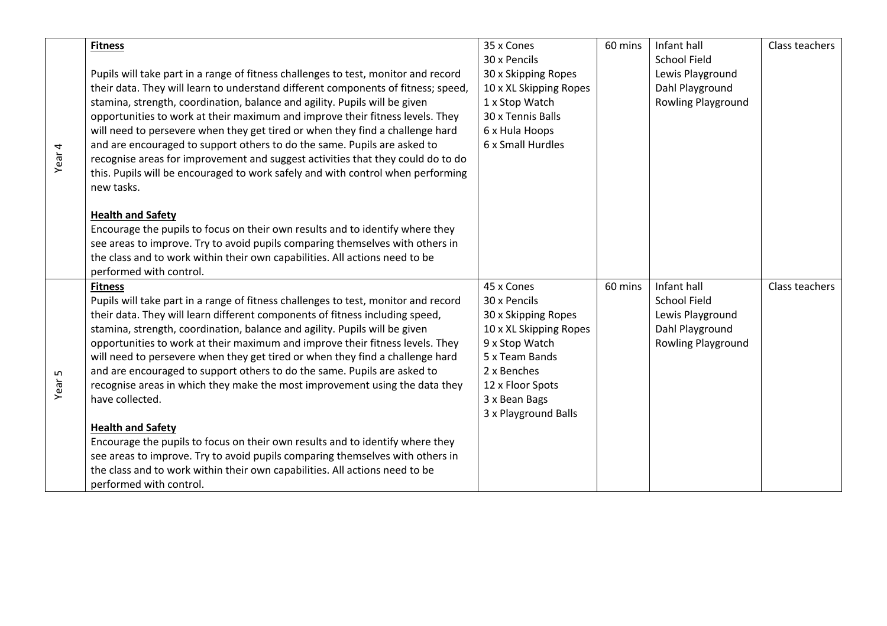| | | | | | |
|---|---|---|---|---|---|
| Year 4 | **Fitness**<br><br>Pupils will take part in a range of fitness challenges to test, monitor and record their data. They will learn to understand different components of fitness; speed, stamina, strength, coordination, balance and agility. Pupils will be given opportunities to work at their maximum and improve their fitness levels. They will need to persevere when they get tired or when they find a challenge hard and are encouraged to support others to do the same. Pupils are asked to recognise areas for improvement and suggest activities that they could do to do this. Pupils will be encouraged to work safely and with control when performing new tasks.<br><br>**Health and Safety**<br>Encourage the pupils to focus on their own results and to identify where they see areas to improve. Try to avoid pupils comparing themselves with others in the class and to work within their own capabilities. All actions need to be performed with control. | 35 x Cones<br>30 x Pencils<br>30 x Skipping Ropes<br>10 x XL Skipping Ropes<br>1 x Stop Watch<br>30 x Tennis Balls<br>6 x Hula Hoops<br>6 x Small Hurdles | 60 mins | Infant hall<br>School Field<br>Lewis Playground<br>Dahl Playground<br>Rowling Playground | Class teachers |
| Year 5 | **Fitness**<br>Pupils will take part in a range of fitness challenges to test, monitor and record their data. They will learn different components of fitness including speed, stamina, strength, coordination, balance and agility. Pupils will be given opportunities to work at their maximum and improve their fitness levels. They will need to persevere when they get tired or when they find a challenge hard and are encouraged to support others to do the same. Pupils are asked to recognise areas in which they make the most improvement using the data they have collected.<br><br>**Health and Safety**<br>Encourage the pupils to focus on their own results and to identify where they see areas to improve. Try to avoid pupils comparing themselves with others in the class and to work within their own capabilities. All actions need to be performed with control. | 45 x Cones<br>30 x Pencils<br>30 x Skipping Ropes<br>10 x XL Skipping Ropes<br>9 x Stop Watch<br>5 x Team Bands<br>2 x Benches<br>12 x Floor Spots<br>3 x Bean Bags<br>3 x Playground Balls | 60 mins | Infant hall<br>School Field<br>Lewis Playground<br>Dahl Playground<br>Rowling Playground | Class teachers |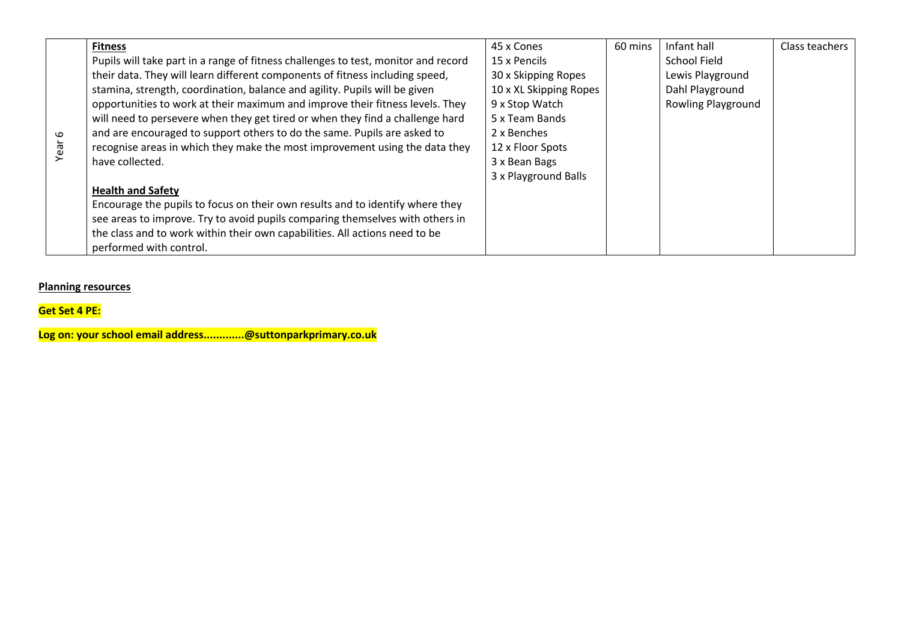| | | | | | |
|---|---|---|---|---|---|
| Year 6 | **Fitness**<br>Pupils will take part in a range of fitness challenges to test, monitor and record their data. They will learn different components of fitness including speed, stamina, strength, coordination, balance and agility. Pupils will be given opportunities to work at their maximum and improve their fitness levels. They will need to persevere when they get tired or when they find a challenge hard and are encouraged to support others to do the same. Pupils are asked to recognise areas in which they make the most improvement using the data they have collected.<br><br>**Health and Safety**<br>Encourage the pupils to focus on their own results and to identify where they see areas to improve. Try to avoid pupils comparing themselves with others in the class and to work within their own capabilities. All actions need to be performed with control. | 45 x Cones<br>15 x Pencils<br>30 x Skipping Ropes<br>10 x XL Skipping Ropes<br>9 x Stop Watch<br>5 x Team Bands<br>2 x Benches<br>12 x Floor Spots<br>3 x Bean Bags<br>3 x Playground Balls | 60 mins | Infant hall<br>School Field<br>Lewis Playground<br>Dahl Playground<br>Rowling Playground | Class teachers |

**Planning resources**

**Get Set 4 PE:**

**Log on: your school email address............@suttonparkprimary.co.uk**